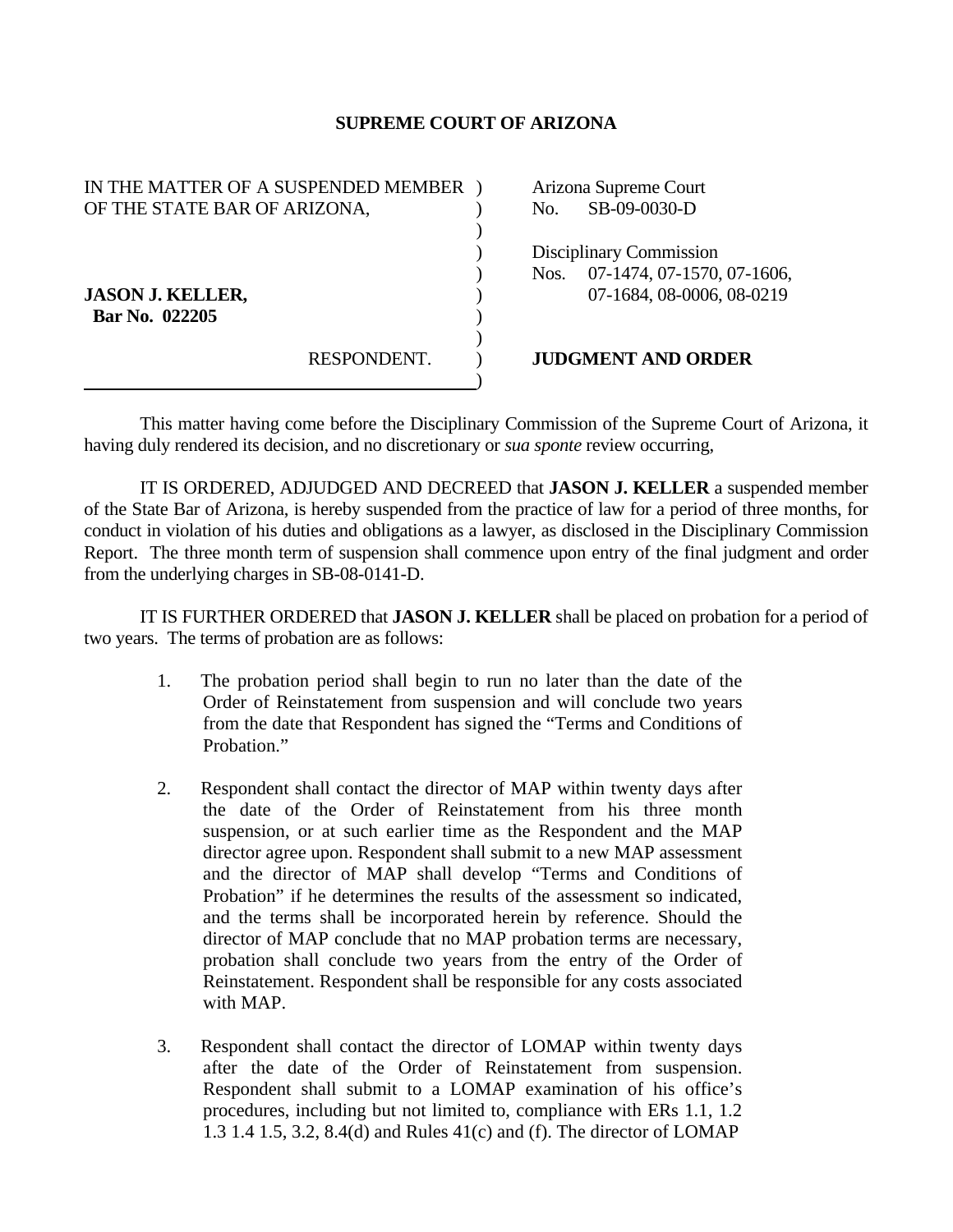# SUPREME COURT OF ARIZONA

| | |
|---|---|
| IN THE MATTER OF A SUSPENDED MEMBER OF THE STATE BAR OF ARIZONA, | Arizona Supreme Court No. SB-09-0030-D |
| | Disciplinary Commission Nos. 07-1474, 07-1570, 07-1606, 07-1684, 08-0006, 08-0219 |
| **JASON J. KELLER, Bar No. 022205** | |
| RESPONDENT. | **JUDGMENT AND ORDER** |

This matter having come before the Disciplinary Commission of the Supreme Court of Arizona, it having duly rendered its decision, and no discretionary or *sua sponte* review occurring,

IT IS ORDERED, ADJUDGED AND DECREED that **JASON J. KELLER** a suspended member of the State Bar of Arizona, is hereby suspended from the practice of law for a period of three months, for conduct in violation of his duties and obligations as a lawyer, as disclosed in the Disciplinary Commission Report. The three month term of suspension shall commence upon entry of the final judgment and order from the underlying charges in SB-08-0141-D.

IT IS FURTHER ORDERED that **JASON J. KELLER** shall be placed on probation for a period of two years. The terms of probation are as follows:

1. The probation period shall begin to run no later than the date of the Order of Reinstatement from suspension and will conclude two years from the date that Respondent has signed the "Terms and Conditions of Probation."

2. Respondent shall contact the director of MAP within twenty days after the date of the Order of Reinstatement from his three month suspension, or at such earlier time as the Respondent and the MAP director agree upon. Respondent shall submit to a new MAP assessment and the director of MAP shall develop "Terms and Conditions of Probation" if he determines the results of the assessment so indicated, and the terms shall be incorporated herein by reference. Should the director of MAP conclude that no MAP probation terms are necessary, probation shall conclude two years from the entry of the Order of Reinstatement. Respondent shall be responsible for any costs associated with MAP.

3. Respondent shall contact the director of LOMAP within twenty days after the date of the Order of Reinstatement from suspension. Respondent shall submit to a LOMAP examination of his office's procedures, including but not limited to, compliance with ERs 1.1, 1.2 1.3 1.4 1.5, 3.2, 8.4(d) and Rules 41(c) and (f). The director of LOMAP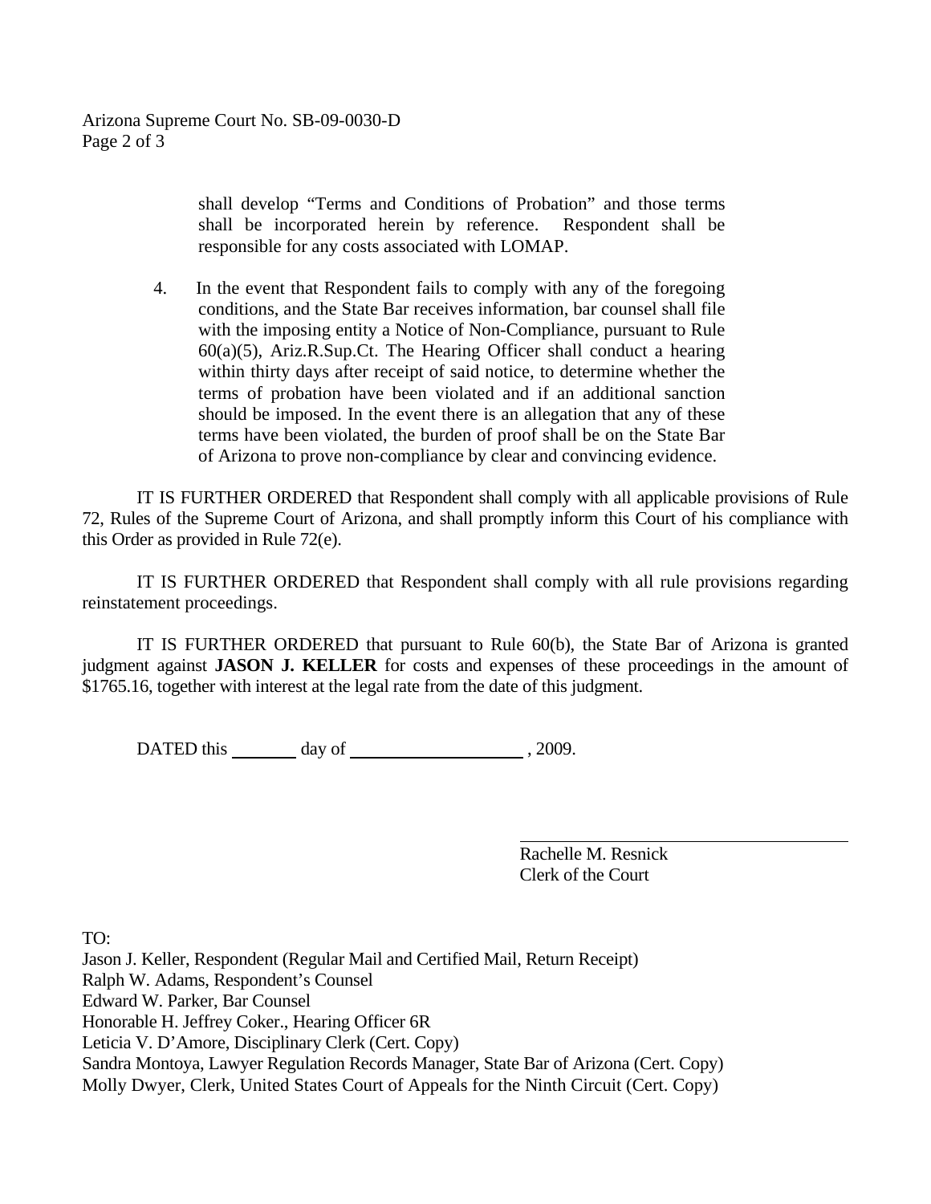shall develop "Terms and Conditions of Probation" and those terms shall be incorporated herein by reference. Respondent shall be responsible for any costs associated with LOMAP.

4. In the event that Respondent fails to comply with any of the foregoing conditions, and the State Bar receives information, bar counsel shall file with the imposing entity a Notice of Non-Compliance, pursuant to Rule 60(a)(5), Ariz.R.Sup.Ct. The Hearing Officer shall conduct a hearing within thirty days after receipt of said notice, to determine whether the terms of probation have been violated and if an additional sanction should be imposed. In the event there is an allegation that any of these terms have been violated, the burden of proof shall be on the State Bar of Arizona to prove non-compliance by clear and convincing evidence.

IT IS FURTHER ORDERED that Respondent shall comply with all applicable provisions of Rule 72, Rules of the Supreme Court of Arizona, and shall promptly inform this Court of his compliance with this Order as provided in Rule 72(e).

IT IS FURTHER ORDERED that Respondent shall comply with all rule provisions regarding reinstatement proceedings.

IT IS FURTHER ORDERED that pursuant to Rule 60(b), the State Bar of Arizona is granted judgment against **JASON J. KELLER** for costs and expenses of these proceedings in the amount of $1765.16, together with interest at the legal rate from the date of this judgment.

DATED this ________ day of ____________________ , 2009.

Rachelle M. Resnick
Clerk of the Court

TO:
Jason J. Keller, Respondent (Regular Mail and Certified Mail, Return Receipt)
Ralph W. Adams, Respondent's Counsel
Edward W. Parker, Bar Counsel
Honorable H. Jeffrey Coker., Hearing Officer 6R
Leticia V. D'Amore, Disciplinary Clerk (Cert. Copy)
Sandra Montoya, Lawyer Regulation Records Manager, State Bar of Arizona (Cert. Copy)
Molly Dwyer, Clerk, United States Court of Appeals for the Ninth Circuit (Cert. Copy)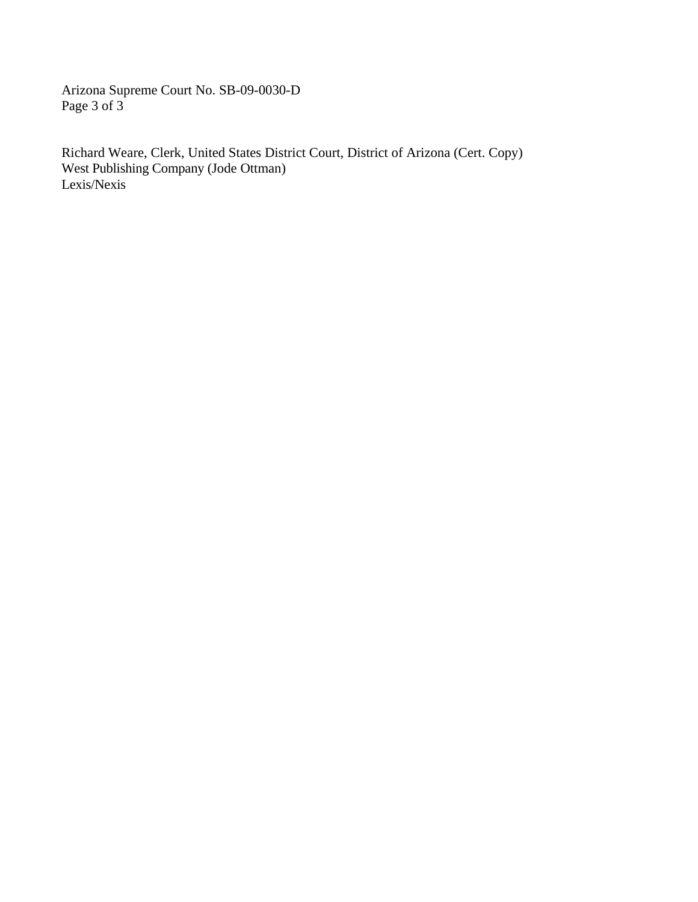Richard Weare, Clerk, United States District Court, District of Arizona (Cert. Copy)
West Publishing Company (Jode Ottman)
Lexis/Nexis